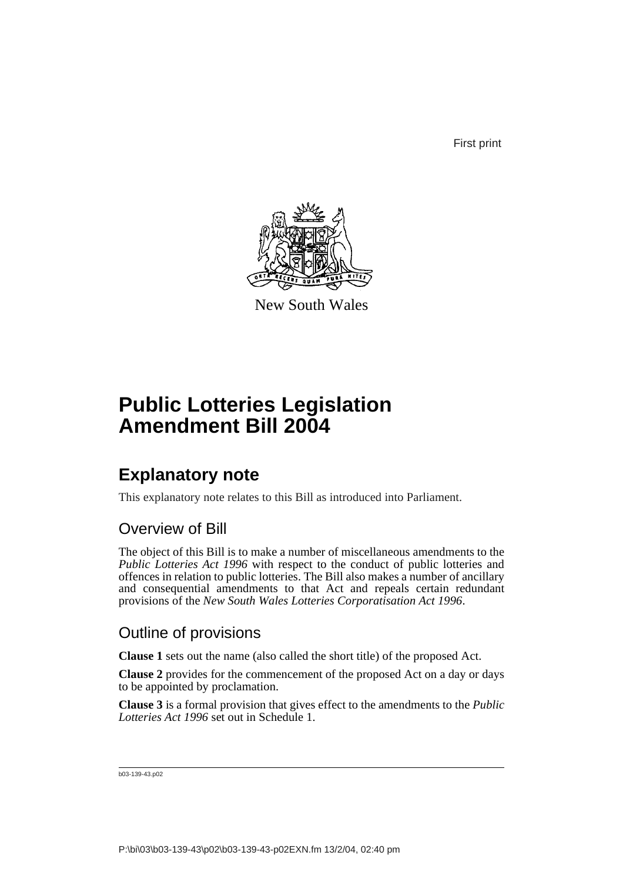First print

New South Wales

# Public Lotteries Legislation Amendment Bill 2004

## Explanatory note

This explanatory note relates to this Bill as introduced into Parliament.

### Overview of Bill

The object of this Bill is to make a number of miscellaneous amendments to the *Public Lotteries Act 1996* with respect to the conduct of public lotteries and offences in relation to public lotteries. The Bill also makes a number of ancillary and consequential amendments to that Act and repeals certain redundant provisions of the *New South Wales Lotteries Corporatisation Act 1996*.

### Outline of provisions

**Clause 1** sets out the name (also called the short title) of the proposed Act.

**Clause 2** provides for the commencement of the proposed Act on a day or days to be appointed by proclamation.

**Clause 3** is a formal provision that gives effect to the amendments to the *Public Lotteries Act 1996* set out in Schedule 1.

b03-139-43.p02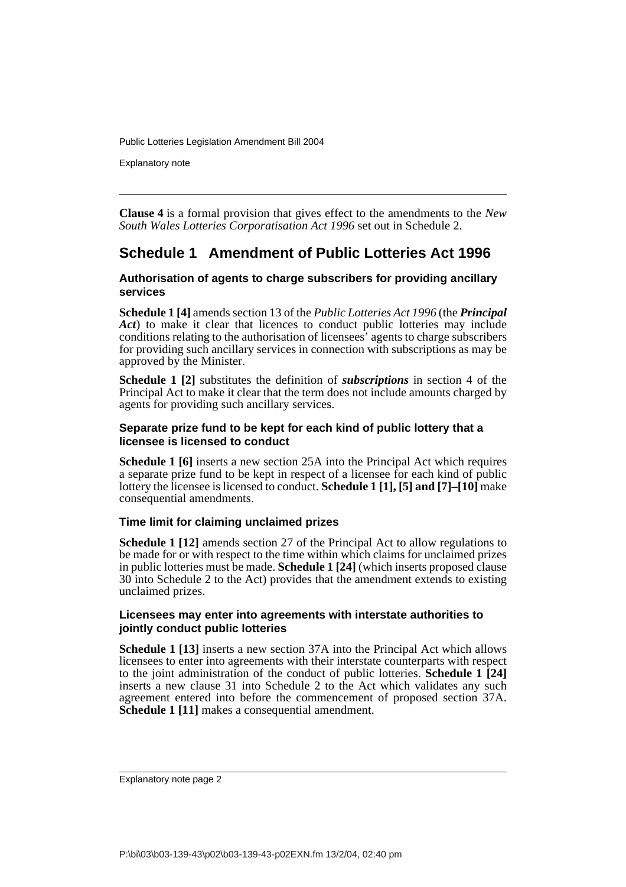**Clause 4** is a formal provision that gives effect to the amendments to the *New South Wales Lotteries Corporatisation Act 1996* set out in Schedule 2.

## Schedule 1 Amendment of Public Lotteries Act 1996

### Authorisation of agents to charge subscribers for providing ancillary services

**Schedule 1 [4]** amends section 13 of the *Public Lotteries Act 1996* (the ***Principal Act***) to make it clear that licences to conduct public lotteries may include conditions relating to the authorisation of licensees' agents to charge subscribers for providing such ancillary services in connection with subscriptions as may be approved by the Minister.

**Schedule 1 [2]** substitutes the definition of ***subscriptions*** in section 4 of the Principal Act to make it clear that the term does not include amounts charged by agents for providing such ancillary services.

### Separate prize fund to be kept for each kind of public lottery that a licensee is licensed to conduct

**Schedule 1 [6]** inserts a new section 25A into the Principal Act which requires a separate prize fund to be kept in respect of a licensee for each kind of public lottery the licensee is licensed to conduct. **Schedule 1 [1], [5] and [7]–[10]** make consequential amendments.

### Time limit for claiming unclaimed prizes

**Schedule 1 [12]** amends section 27 of the Principal Act to allow regulations to be made for or with respect to the time within which claims for unclaimed prizes in public lotteries must be made. **Schedule 1 [24]** (which inserts proposed clause 30 into Schedule 2 to the Act) provides that the amendment extends to existing unclaimed prizes.

### Licensees may enter into agreements with interstate authorities to jointly conduct public lotteries

**Schedule 1 [13]** inserts a new section 37A into the Principal Act which allows licensees to enter into agreements with their interstate counterparts with respect to the joint administration of the conduct of public lotteries. **Schedule 1 [24]** inserts a new clause 31 into Schedule 2 to the Act which validates any such agreement entered into before the commencement of proposed section 37A. **Schedule 1 [11]** makes a consequential amendment.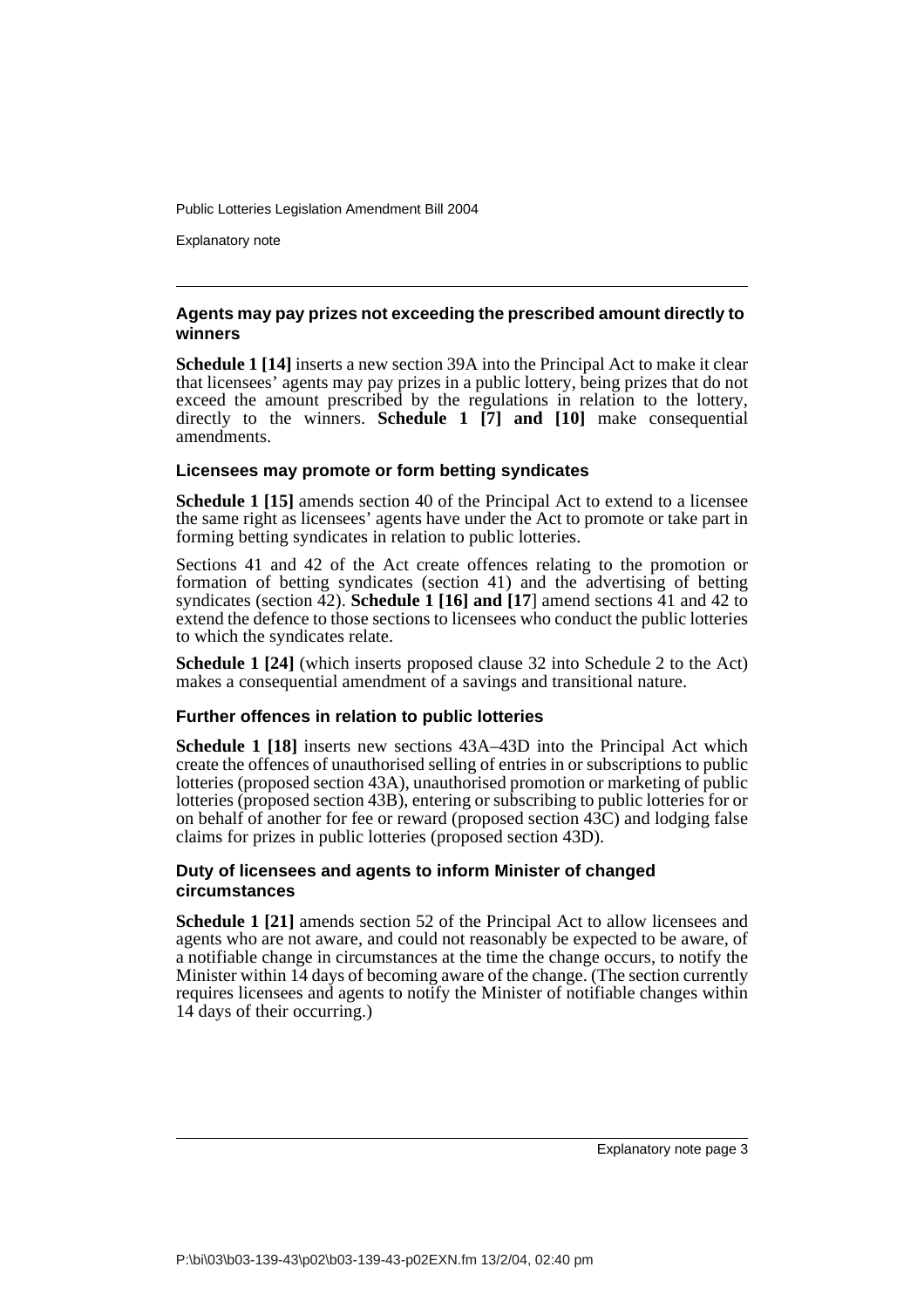### Agents may pay prizes not exceeding the prescribed amount directly to winners

**Schedule 1 [14]** inserts a new section 39A into the Principal Act to make it clear that licensees' agents may pay prizes in a public lottery, being prizes that do not exceed the amount prescribed by the regulations in relation to the lottery, directly to the winners. **Schedule 1 [7] and [10]** make consequential amendments.

### Licensees may promote or form betting syndicates

**Schedule 1 [15]** amends section 40 of the Principal Act to extend to a licensee the same right as licensees' agents have under the Act to promote or take part in forming betting syndicates in relation to public lotteries.

Sections 41 and 42 of the Act create offences relating to the promotion or formation of betting syndicates (section 41) and the advertising of betting syndicates (section 42). **Schedule 1 [16] and [17**] amend sections 41 and 42 to extend the defence to those sections to licensees who conduct the public lotteries to which the syndicates relate.

**Schedule 1 [24]** (which inserts proposed clause 32 into Schedule 2 to the Act) makes a consequential amendment of a savings and transitional nature.

### Further offences in relation to public lotteries

**Schedule 1 [18]** inserts new sections 43A–43D into the Principal Act which create the offences of unauthorised selling of entries in or subscriptions to public lotteries (proposed section 43A), unauthorised promotion or marketing of public lotteries (proposed section 43B), entering or subscribing to public lotteries for or on behalf of another for fee or reward (proposed section 43C) and lodging false claims for prizes in public lotteries (proposed section 43D).

### Duty of licensees and agents to inform Minister of changed circumstances

**Schedule 1 [21]** amends section 52 of the Principal Act to allow licensees and agents who are not aware, and could not reasonably be expected to be aware, of a notifiable change in circumstances at the time the change occurs, to notify the Minister within 14 days of becoming aware of the change. (The section currently requires licensees and agents to notify the Minister of notifiable changes within 14 days of their occurring.)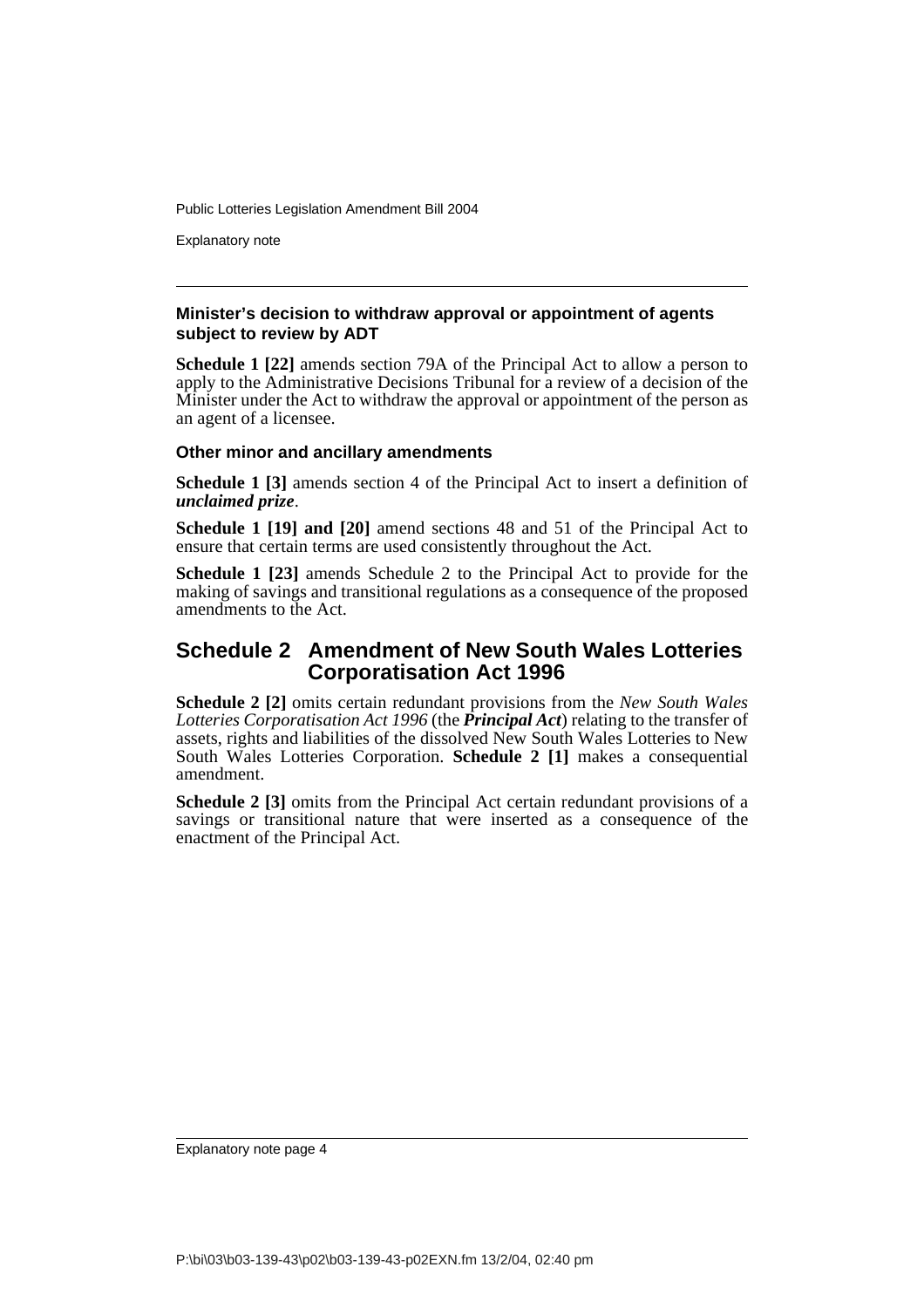### Minister's decision to withdraw approval or appointment of agents subject to review by ADT

**Schedule 1 [22]** amends section 79A of the Principal Act to allow a person to apply to the Administrative Decisions Tribunal for a review of a decision of the Minister under the Act to withdraw the approval or appointment of the person as an agent of a licensee.

### Other minor and ancillary amendments

**Schedule 1 [3]** amends section 4 of the Principal Act to insert a definition of ***unclaimed prize***.

**Schedule 1 [19] and [20]** amend sections 48 and 51 of the Principal Act to ensure that certain terms are used consistently throughout the Act.

**Schedule 1 [23]** amends Schedule 2 to the Principal Act to provide for the making of savings and transitional regulations as a consequence of the proposed amendments to the Act.

## Schedule 2 Amendment of New South Wales Lotteries Corporatisation Act 1996

**Schedule 2 [2]** omits certain redundant provisions from the *New South Wales Lotteries Corporatisation Act 1996* (the ***Principal Act***) relating to the transfer of assets, rights and liabilities of the dissolved New South Wales Lotteries to New South Wales Lotteries Corporation. **Schedule 2 [1]** makes a consequential amendment.

**Schedule 2 [3]** omits from the Principal Act certain redundant provisions of a savings or transitional nature that were inserted as a consequence of the enactment of the Principal Act.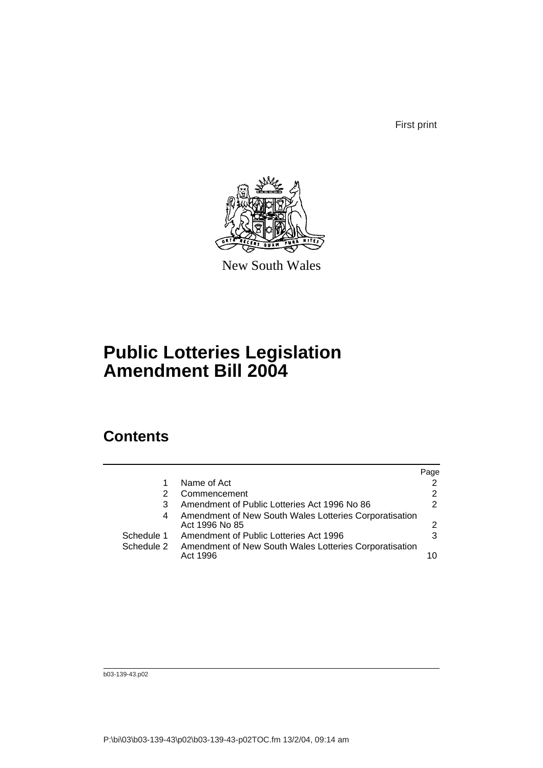First print

New South Wales

# Public Lotteries Legislation Amendment Bill 2004

## Contents

| | | Page |
|---|---|---|
| 1 | Name of Act | 2 |
| 2 | Commencement | 2 |
| 3 | Amendment of Public Lotteries Act 1996 No 86 | 2 |
| 4 | Amendment of New South Wales Lotteries Corporatisation Act 1996 No 85 | 2 |
| Schedule 1 | Amendment of Public Lotteries Act 1996 | 3 |
| Schedule 2 | Amendment of New South Wales Lotteries Corporatisation Act 1996 | 10 |

b03-139-43.p02

P:\bi\03\b03-139-43\p02\b03-139-43-p02TOC.fm 13/2/04, 09:14 am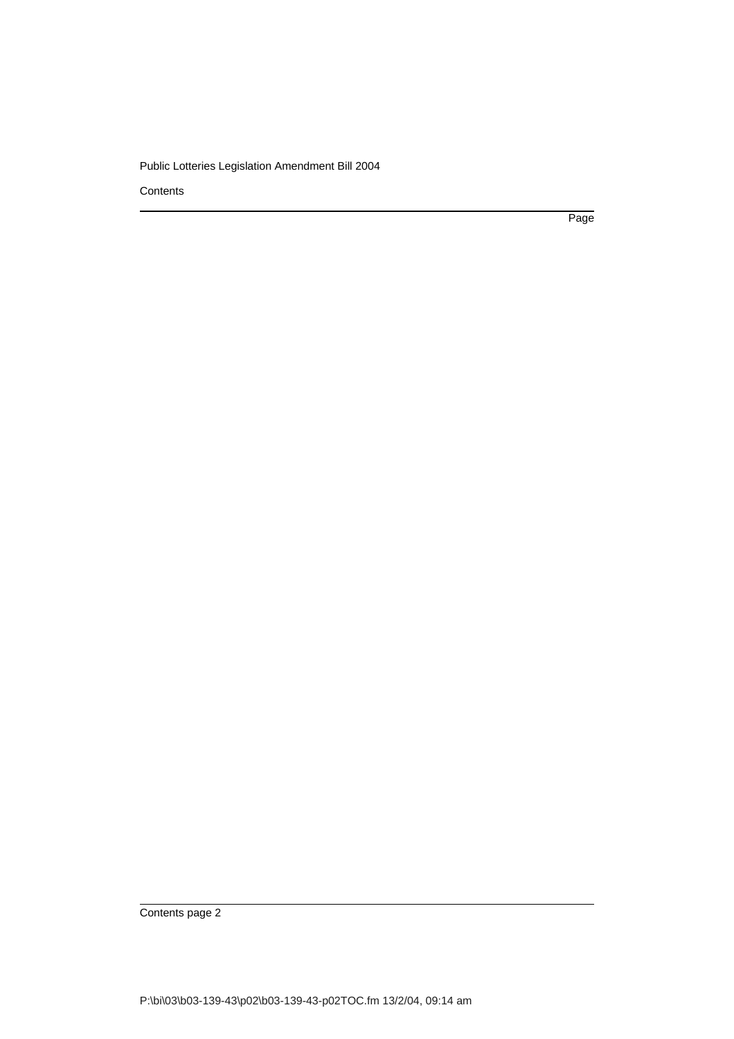Contents

Page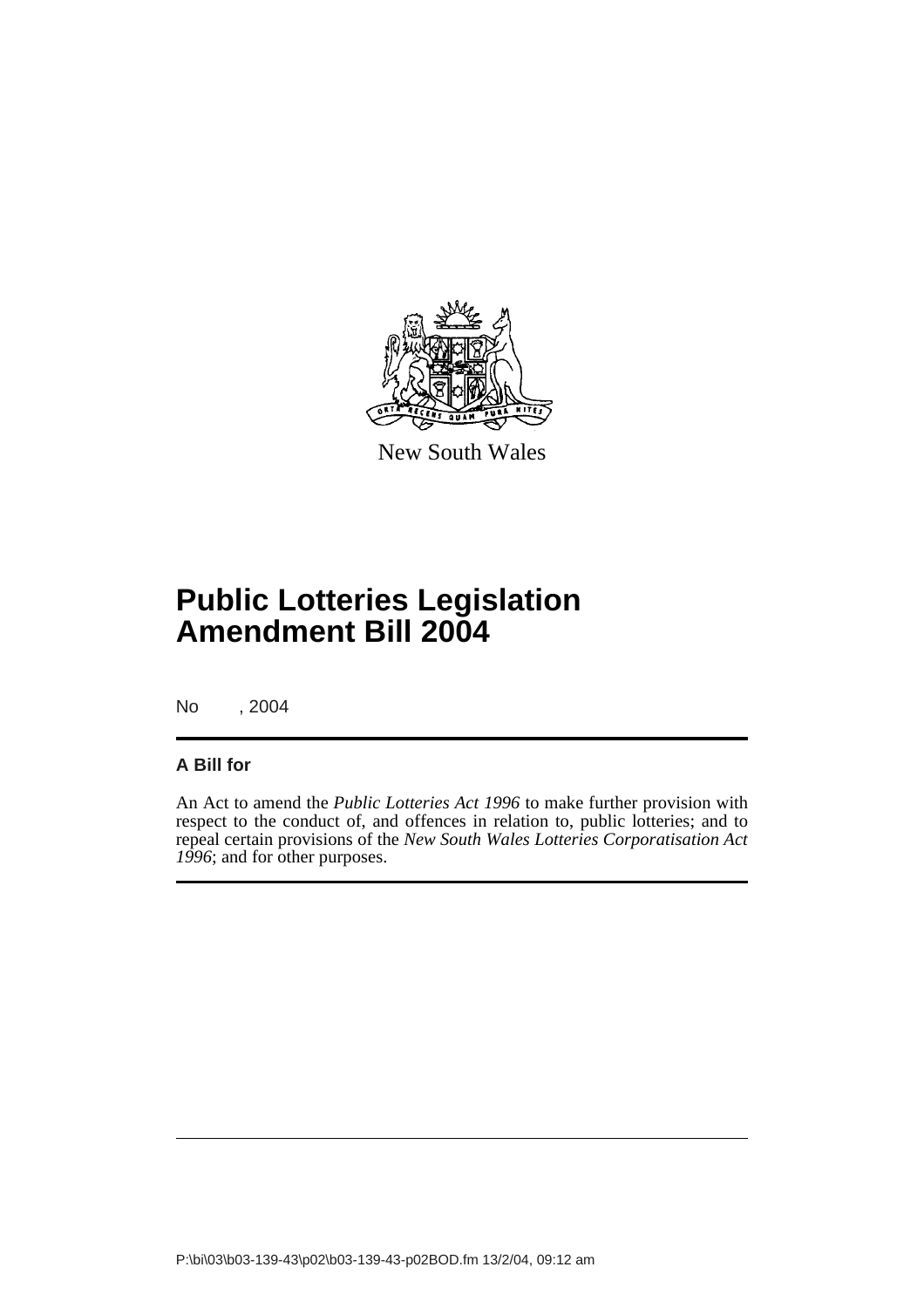New South Wales

# Public Lotteries Legislation Amendment Bill 2004

No , 2004

## A Bill for

An Act to amend the *Public Lotteries Act 1996* to make further provision with respect to the conduct of, and offences in relation to, public lotteries; and to repeal certain provisions of the *New South Wales Lotteries Corporatisation Act 1996*; and for other purposes.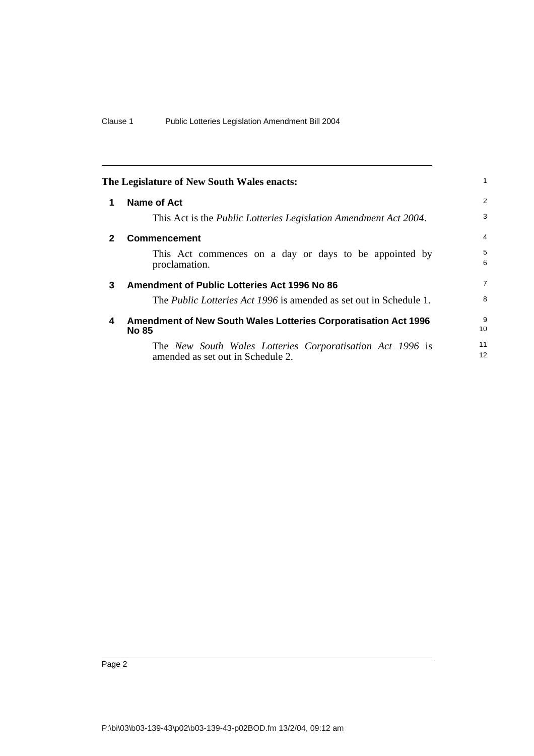**The Legislature of New South Wales enacts:**

## 1 Name of Act

This Act is the *Public Lotteries Legislation Amendment Act 2004*.

## 2 Commencement

This Act commences on a day or days to be appointed by proclamation.

## 3 Amendment of Public Lotteries Act 1996 No 86

The *Public Lotteries Act 1996* is amended as set out in Schedule 1.

## 4 Amendment of New South Wales Lotteries Corporatisation Act 1996 No 85

The *New South Wales Lotteries Corporatisation Act 1996* is amended as set out in Schedule 2.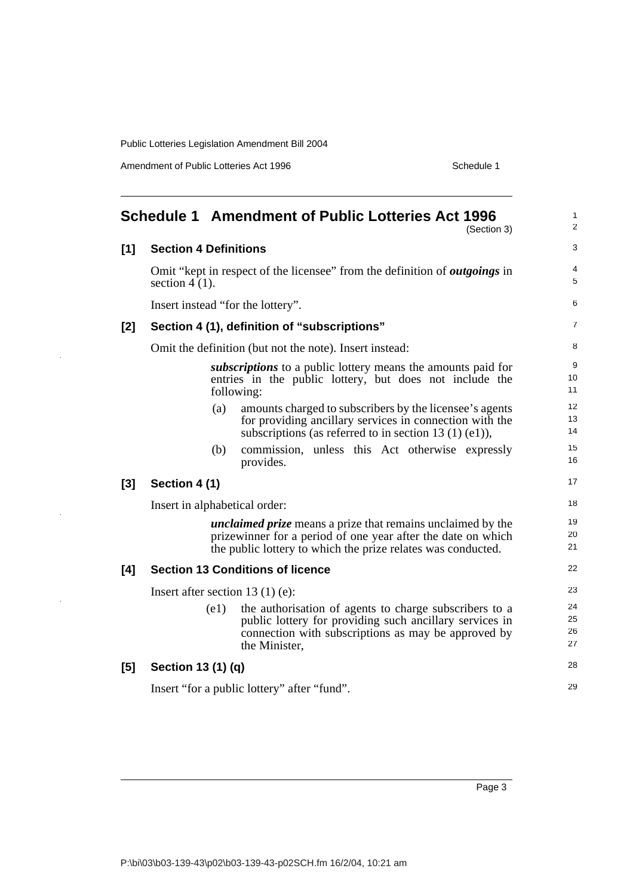# Schedule 1 Amendment of Public Lotteries Act 1996

(Section 3)

**[1] Section 4 Definitions**

Omit "kept in respect of the licensee" from the definition of ***outgoings*** in section 4 (1).

Insert instead "for the lottery".

**[2] Section 4 (1), definition of "subscriptions"**

Omit the definition (but not the note). Insert instead:

> ***subscriptions*** to a public lottery means the amounts paid for entries in the public lottery, but does not include the following:
>
> (a) amounts charged to subscribers by the licensee's agents for providing ancillary services in connection with the subscriptions (as referred to in section 13 (1) (e1)),
>
> (b) commission, unless this Act otherwise expressly provides.

**[3] Section 4 (1)**

Insert in alphabetical order:

> ***unclaimed prize*** means a prize that remains unclaimed by the prizewinner for a period of one year after the date on which the public lottery to which the prize relates was conducted.

**[4] Section 13 Conditions of licence**

Insert after section 13 (1) (e):

> (e1) the authorisation of agents to charge subscribers to a public lottery for providing such ancillary services in connection with subscriptions as may be approved by the Minister,

**[5] Section 13 (1) (q)**

Insert "for a public lottery" after "fund".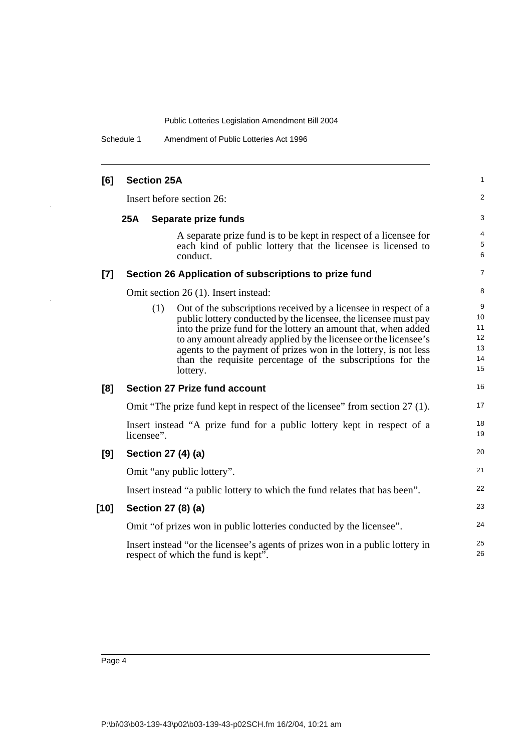**[6] Section 25A**

Insert before section 26:

**25A Separate prize funds**

A separate prize fund is to be kept in respect of a licensee for each kind of public lottery that the licensee is licensed to conduct.

**[7] Section 26 Application of subscriptions to prize fund**

Omit section 26 (1). Insert instead:

(1) Out of the subscriptions received by a licensee in respect of a public lottery conducted by the licensee, the licensee must pay into the prize fund for the lottery an amount that, when added to any amount already applied by the licensee or the licensee's agents to the payment of prizes won in the lottery, is not less than the requisite percentage of the subscriptions for the lottery.

**[8] Section 27 Prize fund account**

Omit "The prize fund kept in respect of the licensee" from section 27 (1).

Insert instead "A prize fund for a public lottery kept in respect of a licensee".

**[9] Section 27 (4) (a)**

Omit "any public lottery".

Insert instead "a public lottery to which the fund relates that has been".

**[10] Section 27 (8) (a)**

Omit "of prizes won in public lotteries conducted by the licensee".

Insert instead "or the licensee's agents of prizes won in a public lottery in respect of which the fund is kept".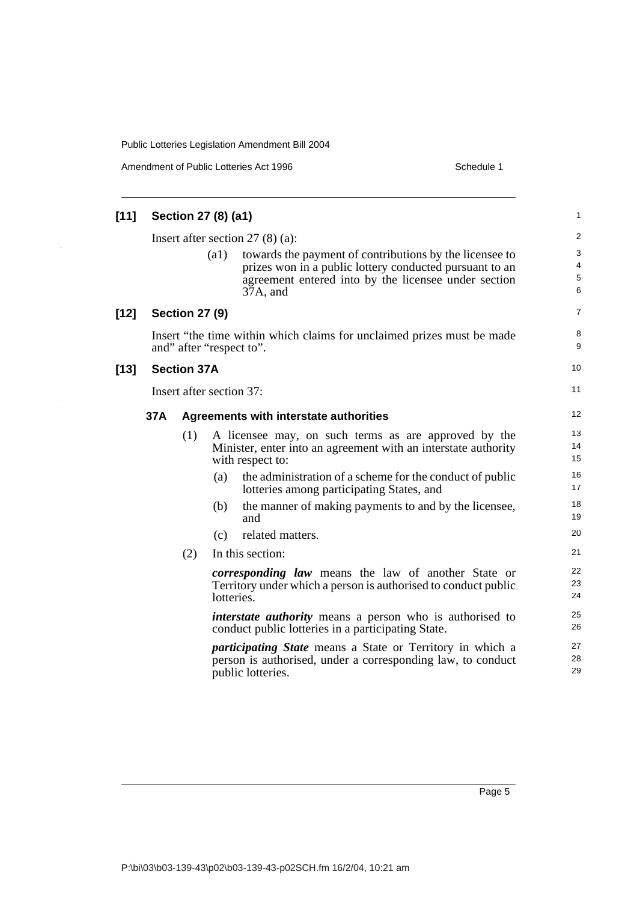### [11] Section 27 (8) (a1)

Insert after section 27 (8) (a):

(a1) towards the payment of contributions by the licensee to prizes won in a public lottery conducted pursuant to an agreement entered into by the licensee under section 37A, and

### [12] Section 27 (9)

Insert "the time within which claims for unclaimed prizes must be made and" after "respect to".

### [13] Section 37A

Insert after section 37:

#### 37A Agreements with interstate authorities

(1) A licensee may, on such terms as are approved by the Minister, enter into an agreement with an interstate authority with respect to:

(a) the administration of a scheme for the conduct of public lotteries among participating States, and

(b) the manner of making payments to and by the licensee, and

(c) related matters.

(2) In this section:

***corresponding law*** means the law of another State or Territory under which a person is authorised to conduct public lotteries.

***interstate authority*** means a person who is authorised to conduct public lotteries in a participating State.

***participating State*** means a State or Territory in which a person is authorised, under a corresponding law, to conduct public lotteries.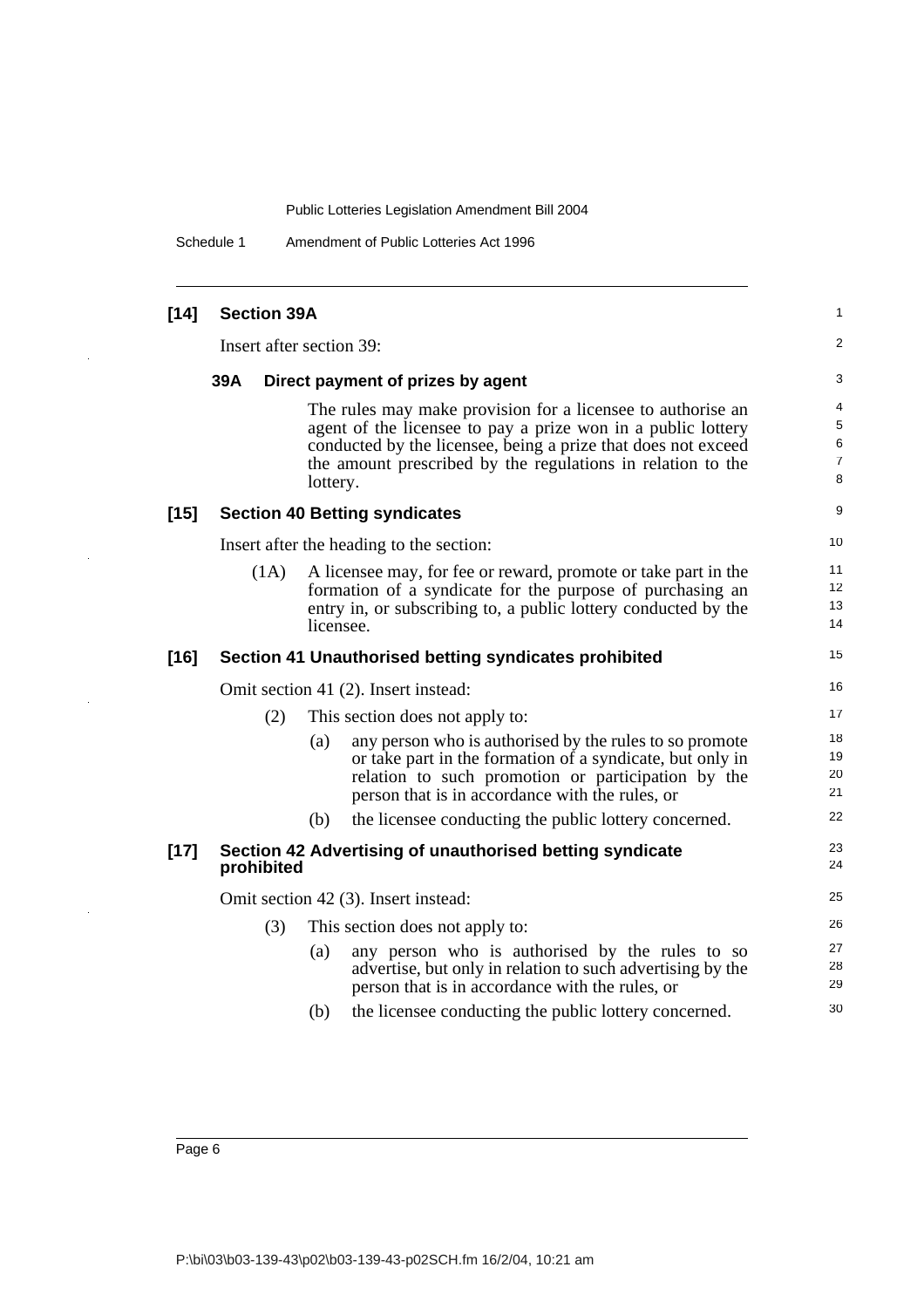**[14] Section 39A**

Insert after section 39:

**39A Direct payment of prizes by agent**

The rules may make provision for a licensee to authorise an agent of the licensee to pay a prize won in a public lottery conducted by the licensee, being a prize that does not exceed the amount prescribed by the regulations in relation to the lottery.

**[15] Section 40 Betting syndicates**

Insert after the heading to the section:

(1A) A licensee may, for fee or reward, promote or take part in the formation of a syndicate for the purpose of purchasing an entry in, or subscribing to, a public lottery conducted by the licensee.

**[16] Section 41 Unauthorised betting syndicates prohibited**

Omit section 41 (2). Insert instead:

(2) This section does not apply to:

(a) any person who is authorised by the rules to so promote or take part in the formation of a syndicate, but only in relation to such promotion or participation by the person that is in accordance with the rules, or

(b) the licensee conducting the public lottery concerned.

**[17] Section 42 Advertising of unauthorised betting syndicate prohibited**

Omit section 42 (3). Insert instead:

(3) This section does not apply to:

(a) any person who is authorised by the rules to so advertise, but only in relation to such advertising by the person that is in accordance with the rules, or

(b) the licensee conducting the public lottery concerned.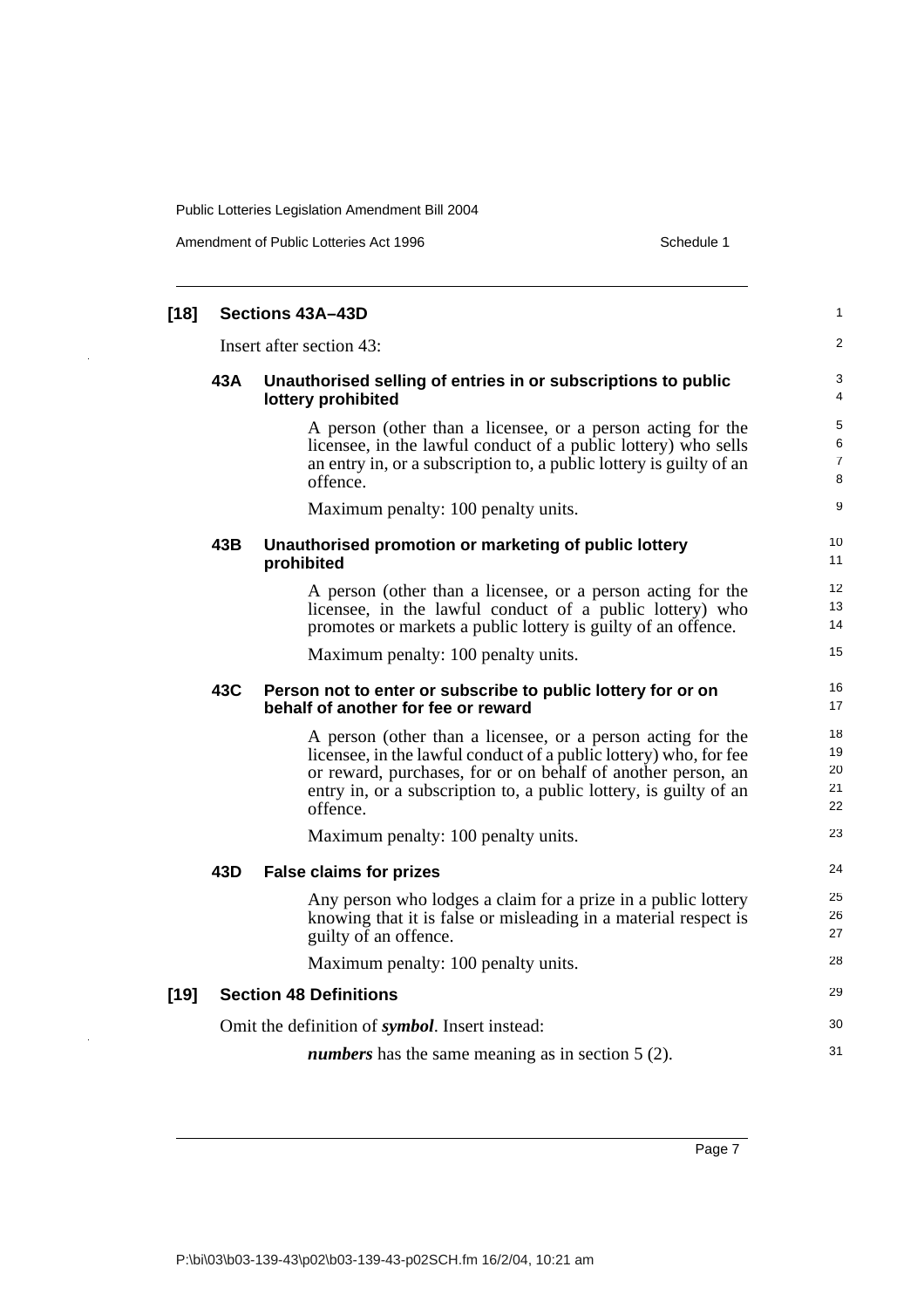**[18] Sections 43A–43D**

Insert after section 43:

**43A Unauthorised selling of entries in or subscriptions to public lottery prohibited**

A person (other than a licensee, or a person acting for the licensee, in the lawful conduct of a public lottery) who sells an entry in, or a subscription to, a public lottery is guilty of an offence.

Maximum penalty: 100 penalty units.

**43B Unauthorised promotion or marketing of public lottery prohibited**

A person (other than a licensee, or a person acting for the licensee, in the lawful conduct of a public lottery) who promotes or markets a public lottery is guilty of an offence.

Maximum penalty: 100 penalty units.

**43C Person not to enter or subscribe to public lottery for or on behalf of another for fee or reward**

A person (other than a licensee, or a person acting for the licensee, in the lawful conduct of a public lottery) who, for fee or reward, purchases, for or on behalf of another person, an entry in, or a subscription to, a public lottery, is guilty of an offence.

Maximum penalty: 100 penalty units.

**43D False claims for prizes**

Any person who lodges a claim for a prize in a public lottery knowing that it is false or misleading in a material respect is guilty of an offence.

Maximum penalty: 100 penalty units.

**[19] Section 48 Definitions**

Omit the definition of ***symbol***. Insert instead:

***numbers*** has the same meaning as in section 5 (2).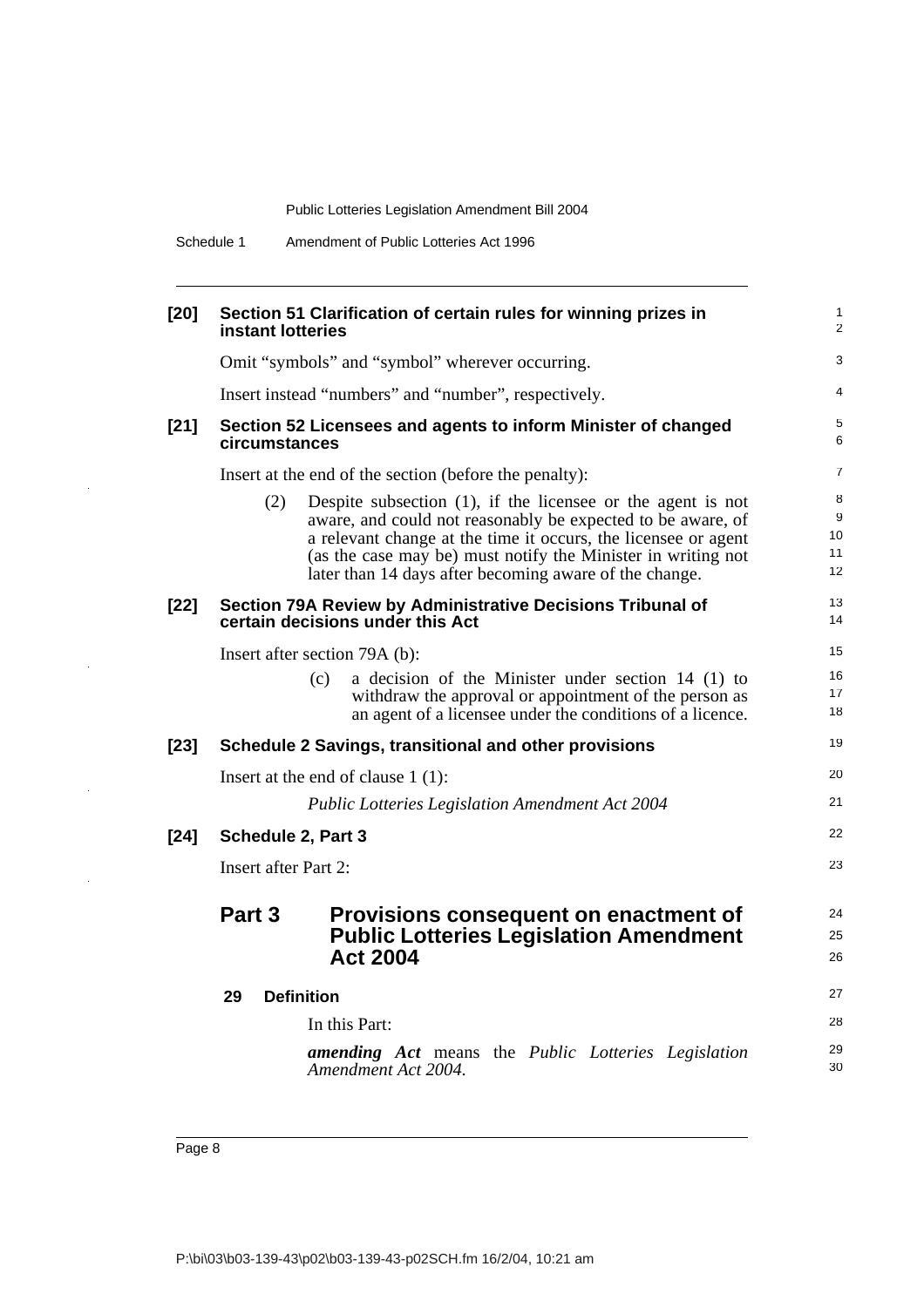**[20] Section 51 Clarification of certain rules for winning prizes in instant lotteries**

Omit "symbols" and "symbol" wherever occurring.

Insert instead "numbers" and "number", respectively.

**[21] Section 52 Licensees and agents to inform Minister of changed circumstances**

Insert at the end of the section (before the penalty):

(2) Despite subsection (1), if the licensee or the agent is not aware, and could not reasonably be expected to be aware, of a relevant change at the time it occurs, the licensee or agent (as the case may be) must notify the Minister in writing not later than 14 days after becoming aware of the change.

**[22] Section 79A Review by Administrative Decisions Tribunal of certain decisions under this Act**

Insert after section 79A (b):

(c) a decision of the Minister under section 14 (1) to withdraw the approval or appointment of the person as an agent of a licensee under the conditions of a licence.

**[23] Schedule 2 Savings, transitional and other provisions**

Insert at the end of clause 1 (1):

*Public Lotteries Legislation Amendment Act 2004*

**[24] Schedule 2, Part 3**

Insert after Part 2:

## Part 3 Provisions consequent on enactment of Public Lotteries Legislation Amendment Act 2004

### 29 Definition

In this Part:

***amending Act*** means the *Public Lotteries Legislation Amendment Act 2004.*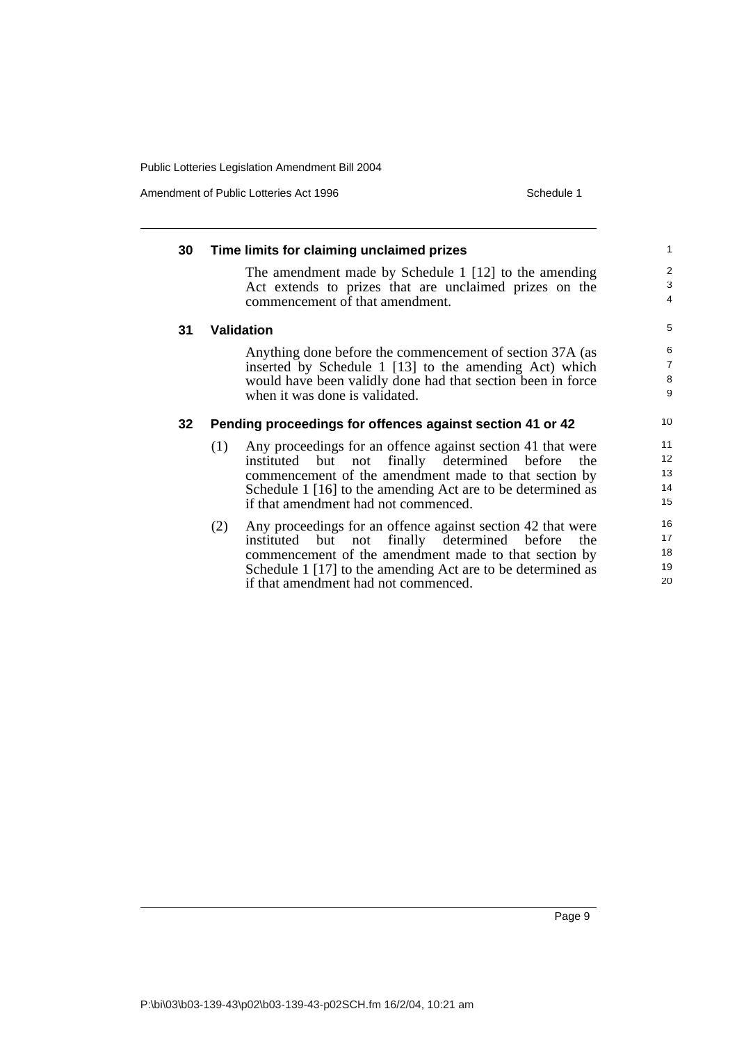**30 Time limits for claiming unclaimed prizes**

The amendment made by Schedule 1 [12] to the amending Act extends to prizes that are unclaimed prizes on the commencement of that amendment.

**31 Validation**

Anything done before the commencement of section 37A (as inserted by Schedule 1 [13] to the amending Act) which would have been validly done had that section been in force when it was done is validated.

**32 Pending proceedings for offences against section 41 or 42**

(1) Any proceedings for an offence against section 41 that were instituted but not finally determined before the commencement of the amendment made to that section by Schedule 1 [16] to the amending Act are to be determined as if that amendment had not commenced.

(2) Any proceedings for an offence against section 42 that were instituted but not finally determined before the commencement of the amendment made to that section by Schedule 1 [17] to the amending Act are to be determined as if that amendment had not commenced.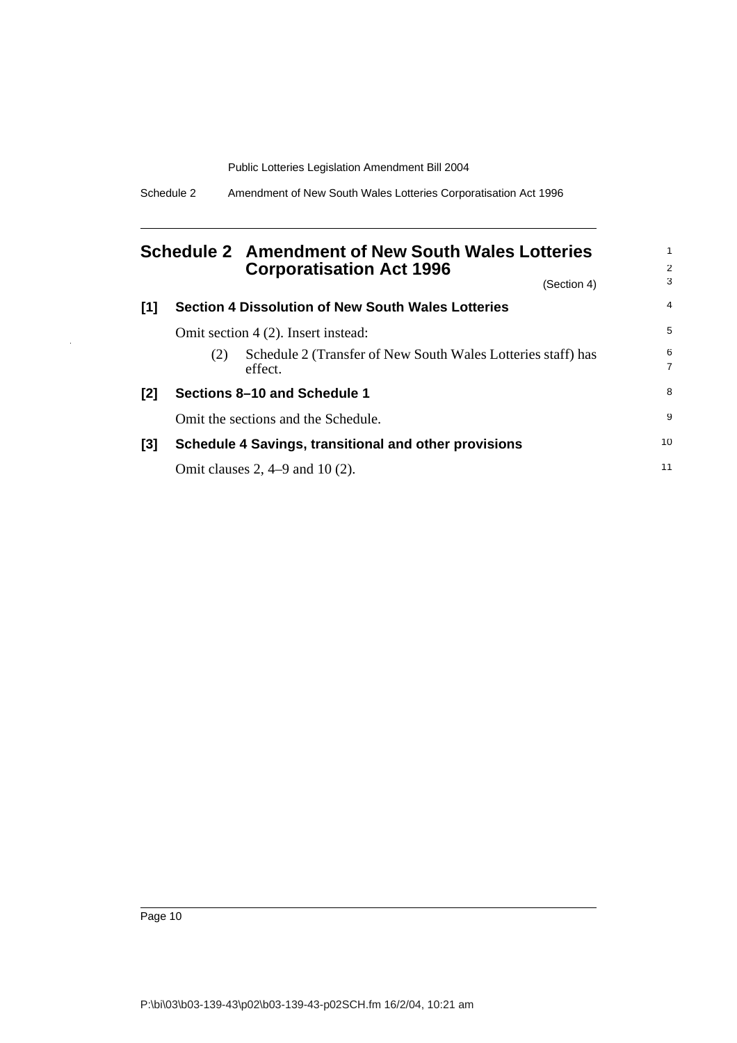## Schedule 2 Amendment of New South Wales Lotteries Corporatisation Act 1996

(Section 4)

### [1] Section 4 Dissolution of New South Wales Lotteries

Omit section 4 (2). Insert instead:

> (2) Schedule 2 (Transfer of New South Wales Lotteries staff) has effect.

### [2] Sections 8–10 and Schedule 1

Omit the sections and the Schedule.

### [3] Schedule 4 Savings, transitional and other provisions

Omit clauses 2, 4–9 and 10 (2).